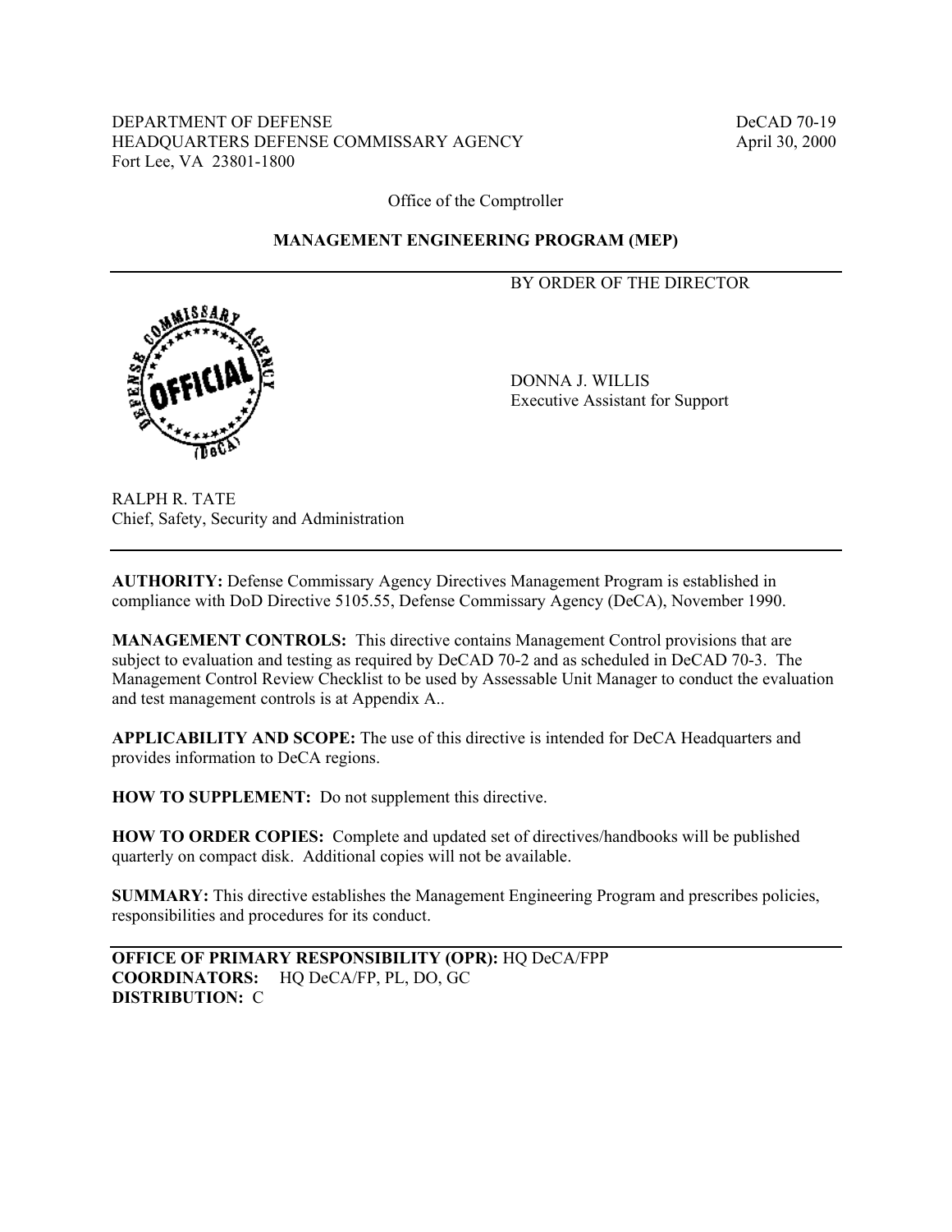DEPARTMENT OF DEFENSE
HEADQUARTERS DEFENSE COMMISSARY AGENCY
Fort Lee, VA 23801-1800

DeCAD 70-19
April 30, 2000

Office of the Comptroller

**MANAGEMENT ENGINEERING PROGRAM (MEP)**

---

BY ORDER OF THE DIRECTOR

DONNA J. WILLIS
Executive Assistant for Support

RALPH R. TATE
Chief, Safety, Security and Administration

---

**AUTHORITY:** Defense Commissary Agency Directives Management Program is established in compliance with DoD Directive 5105.55, Defense Commissary Agency (DeCA), November 1990.

**MANAGEMENT CONTROLS:** This directive contains Management Control provisions that are subject to evaluation and testing as required by DeCAD 70-2 and as scheduled in DeCAD 70-3. The Management Control Review Checklist to be used by Assessable Unit Manager to conduct the evaluation and test management controls is at Appendix A..

**APPLICABILITY AND SCOPE:** The use of this directive is intended for DeCA Headquarters and provides information to DeCA regions.

**HOW TO SUPPLEMENT:** Do not supplement this directive.

**HOW TO ORDER COPIES:** Complete and updated set of directives/handbooks will be published quarterly on compact disk. Additional copies will not be available.

**SUMMARY:** This directive establishes the Management Engineering Program and prescribes policies, responsibilities and procedures for its conduct.

---

**OFFICE OF PRIMARY RESPONSIBILITY (OPR):** HQ DeCA/FPP
**COORDINATORS:** HQ DeCA/FP, PL, DO, GC
**DISTRIBUTION:** C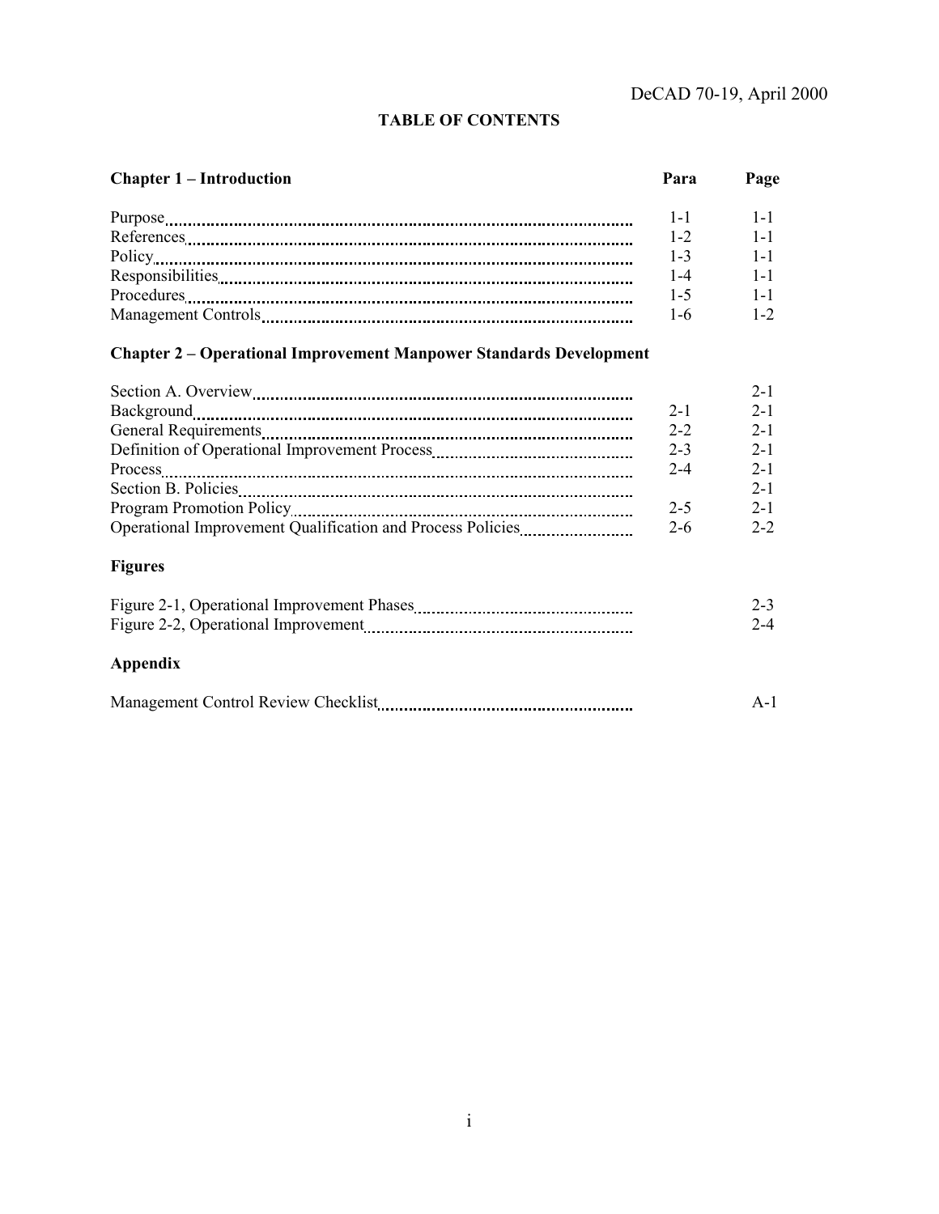# TABLE OF CONTENTS

| Chapter 1 – Introduction | Para | Page |
| --- | --- | --- |
| Purpose | 1-1 | 1-1 |
| References | 1-2 | 1-1 |
| Policy | 1-3 | 1-1 |
| Responsibilities | 1-4 | 1-1 |
| Procedures | 1-5 | 1-1 |
| Management Controls | 1-6 | 1-2 |

**Chapter 2 – Operational Improvement Manpower Standards Development**

| | Para | Page |
| --- | --- | --- |
| Section A. Overview | | 2-1 |
| Background | 2-1 | 2-1 |
| General Requirements | 2-2 | 2-1 |
| Definition of Operational Improvement Process | 2-3 | 2-1 |
| Process | 2-4 | 2-1 |
| Section B. Policies | | 2-1 |
| Program Promotion Policy | 2-5 | 2-1 |
| Operational Improvement Qualification and Process Policies | 2-6 | 2-2 |

**Figures**

| | Page |
| --- | --- |
| Figure 2-1, Operational Improvement Phases | 2-3 |
| Figure 2-2, Operational Improvement | 2-4 |

**Appendix**

| | Page |
| --- | --- |
| Management Control Review Checklist | A-1 |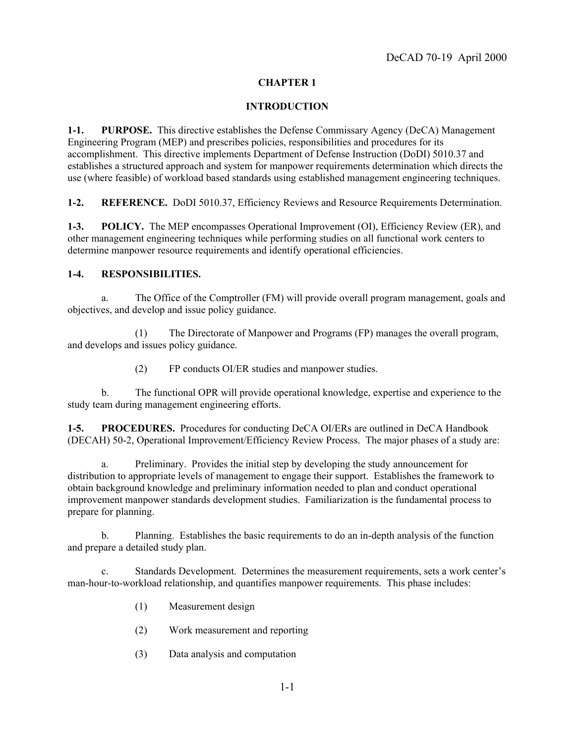# CHAPTER 1

## INTRODUCTION

**1-1. PURPOSE.** This directive establishes the Defense Commissary Agency (DeCA) Management Engineering Program (MEP) and prescribes policies, responsibilities and procedures for its accomplishment. This directive implements Department of Defense Instruction (DoDI) 5010.37 and establishes a structured approach and system for manpower requirements determination which directs the use (where feasible) of workload based standards using established management engineering techniques.

**1-2. REFERENCE.** DoDI 5010.37, Efficiency Reviews and Resource Requirements Determination.

**1-3. POLICY.** The MEP encompasses Operational Improvement (OI), Efficiency Review (ER), and other management engineering techniques while performing studies on all functional work centers to determine manpower resource requirements and identify operational efficiencies.

**1-4. RESPONSIBILITIES.**

a. The Office of the Comptroller (FM) will provide overall program management, goals and objectives, and develop and issue policy guidance.

(1) The Directorate of Manpower and Programs (FP) manages the overall program, and develops and issues policy guidance.

(2) FP conducts OI/ER studies and manpower studies.

b. The functional OPR will provide operational knowledge, expertise and experience to the study team during management engineering efforts.

**1-5. PROCEDURES.** Procedures for conducting DeCA OI/ERs are outlined in DeCA Handbook (DECAH) 50-2, Operational Improvement/Efficiency Review Process. The major phases of a study are:

a. Preliminary. Provides the initial step by developing the study announcement for distribution to appropriate levels of management to engage their support. Establishes the framework to obtain background knowledge and preliminary information needed to plan and conduct operational improvement manpower standards development studies. Familiarization is the fundamental process to prepare for planning.

b. Planning. Establishes the basic requirements to do an in-depth analysis of the function and prepare a detailed study plan.

c. Standards Development. Determines the measurement requirements, sets a work center's man-hour-to-workload relationship, and quantifies manpower requirements. This phase includes:

(1) Measurement design

(2) Work measurement and reporting

(3) Data analysis and computation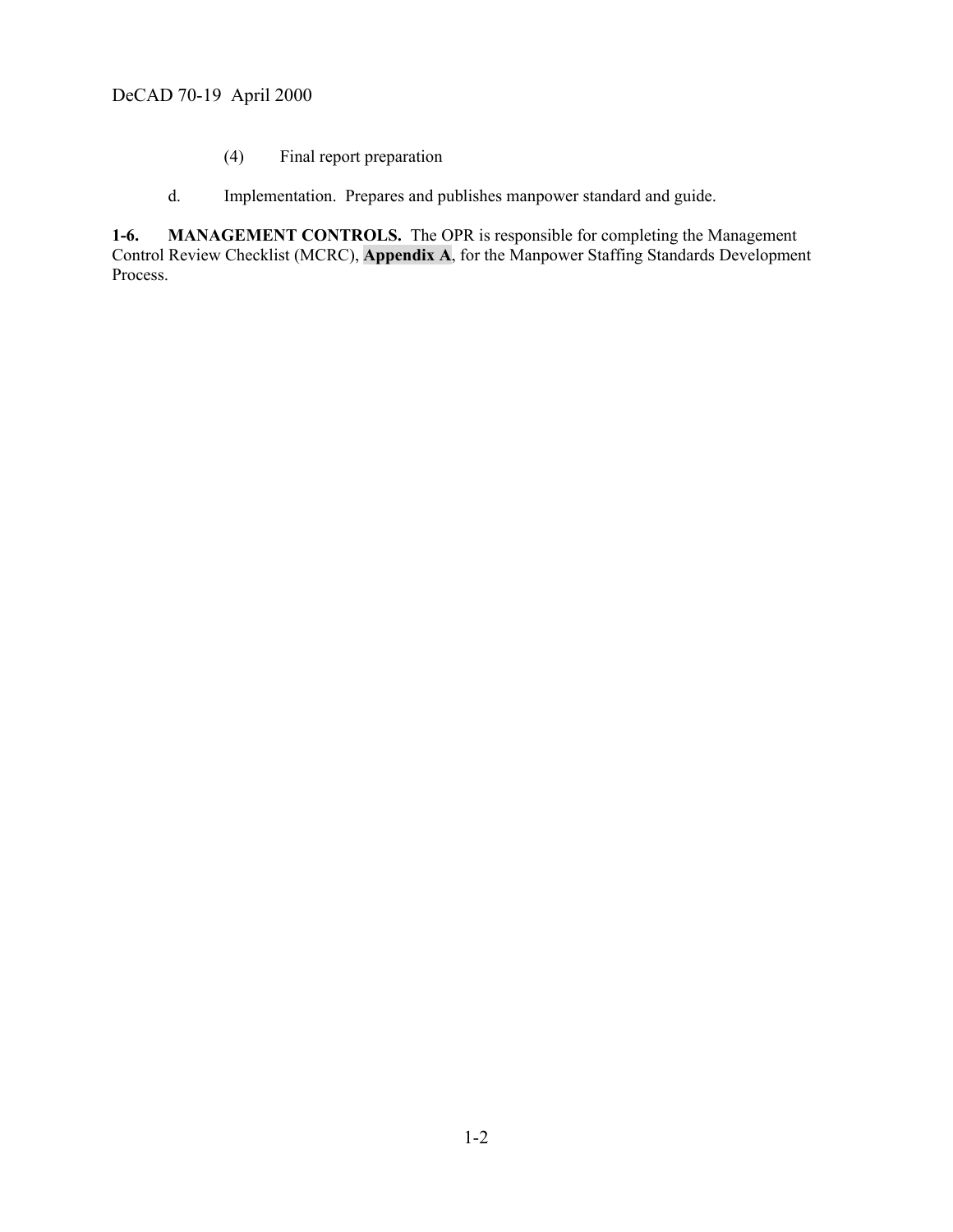(4) Final report preparation

d. Implementation. Prepares and publishes manpower standard and guide.

**1-6. MANAGEMENT CONTROLS.** The OPR is responsible for completing the Management Control Review Checklist (MCRC), **Appendix A**, for the Manpower Staffing Standards Development Process.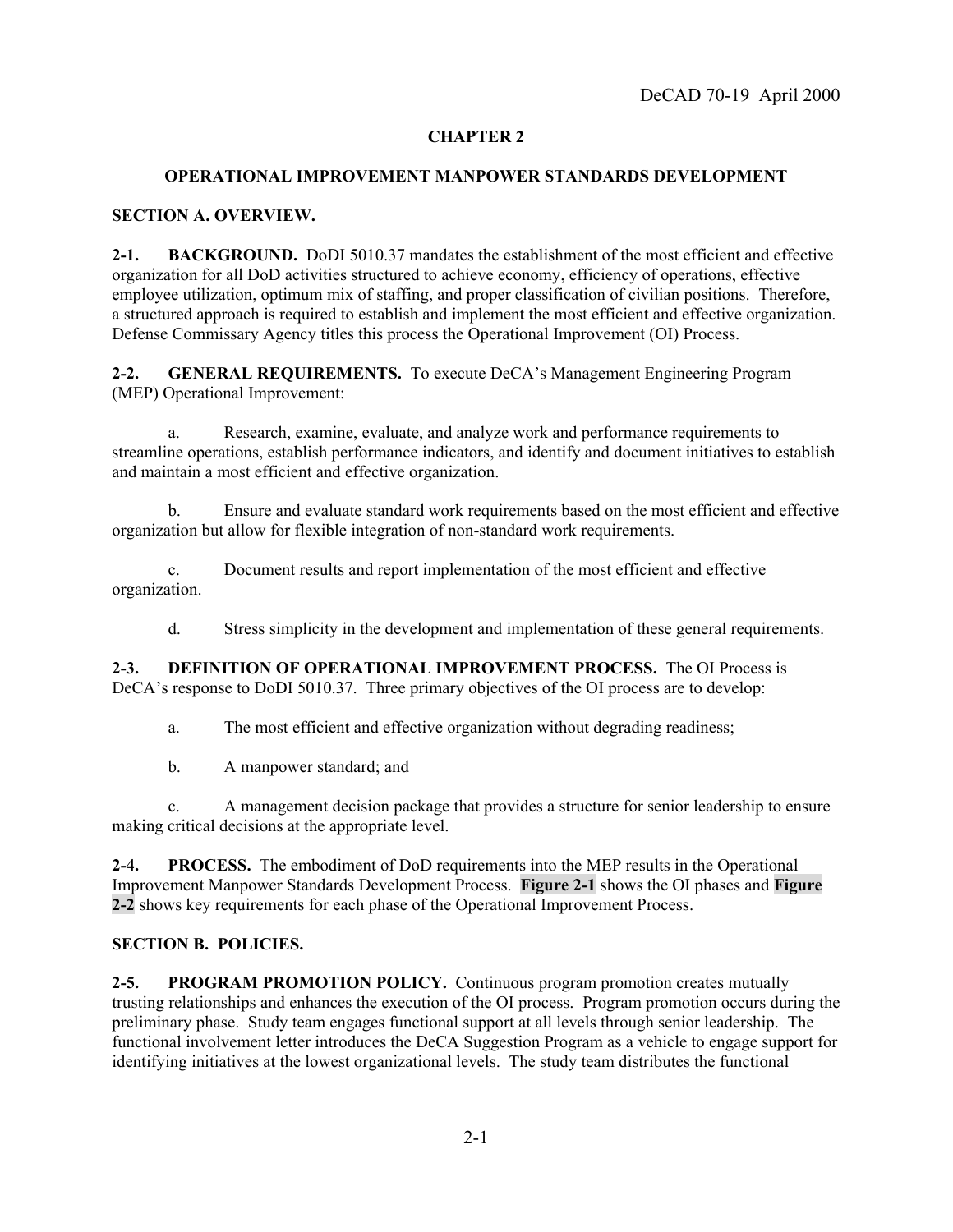## CHAPTER 2

## OPERATIONAL IMPROVEMENT MANPOWER STANDARDS DEVELOPMENT

### SECTION A. OVERVIEW.

**2-1. BACKGROUND.** DoDI 5010.37 mandates the establishment of the most efficient and effective organization for all DoD activities structured to achieve economy, efficiency of operations, effective employee utilization, optimum mix of staffing, and proper classification of civilian positions. Therefore, a structured approach is required to establish and implement the most efficient and effective organization. Defense Commissary Agency titles this process the Operational Improvement (OI) Process.

**2-2. GENERAL REQUIREMENTS.** To execute DeCA's Management Engineering Program (MEP) Operational Improvement:

a. Research, examine, evaluate, and analyze work and performance requirements to streamline operations, establish performance indicators, and identify and document initiatives to establish and maintain a most efficient and effective organization.

b. Ensure and evaluate standard work requirements based on the most efficient and effective organization but allow for flexible integration of non-standard work requirements.

c. Document results and report implementation of the most efficient and effective organization.

d. Stress simplicity in the development and implementation of these general requirements.

**2-3. DEFINITION OF OPERATIONAL IMPROVEMENT PROCESS.** The OI Process is DeCA's response to DoDI 5010.37. Three primary objectives of the OI process are to develop:

a. The most efficient and effective organization without degrading readiness;

b. A manpower standard; and

c. A management decision package that provides a structure for senior leadership to ensure making critical decisions at the appropriate level.

**2-4. PROCESS.** The embodiment of DoD requirements into the MEP results in the Operational Improvement Manpower Standards Development Process. **Figure 2-1** shows the OI phases and **Figure 2-2** shows key requirements for each phase of the Operational Improvement Process.

### SECTION B. POLICIES.

**2-5. PROGRAM PROMOTION POLICY.** Continuous program promotion creates mutually trusting relationships and enhances the execution of the OI process. Program promotion occurs during the preliminary phase. Study team engages functional support at all levels through senior leadership. The functional involvement letter introduces the DeCA Suggestion Program as a vehicle to engage support for identifying initiatives at the lowest organizational levels. The study team distributes the functional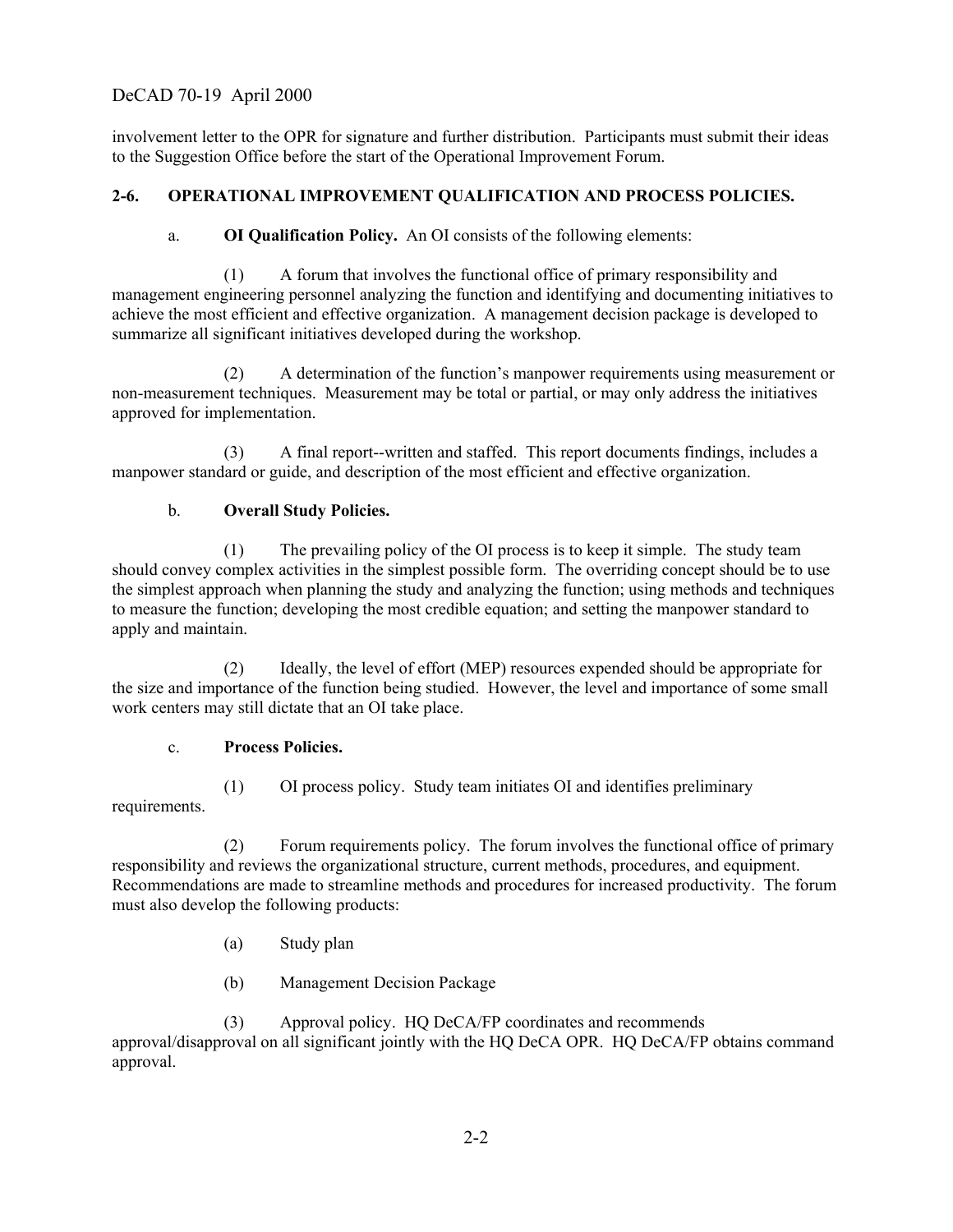involvement letter to the OPR for signature and further distribution. Participants must submit their ideas to the Suggestion Office before the start of the Operational Improvement Forum.

### 2-6. OPERATIONAL IMPROVEMENT QUALIFICATION AND PROCESS POLICIES.

a. **OI Qualification Policy.** An OI consists of the following elements:

(1) A forum that involves the functional office of primary responsibility and management engineering personnel analyzing the function and identifying and documenting initiatives to achieve the most efficient and effective organization. A management decision package is developed to summarize all significant initiatives developed during the workshop.

(2) A determination of the function's manpower requirements using measurement or non-measurement techniques. Measurement may be total or partial, or may only address the initiatives approved for implementation.

(3) A final report--written and staffed. This report documents findings, includes a manpower standard or guide, and description of the most efficient and effective organization.

b. **Overall Study Policies.**

(1) The prevailing policy of the OI process is to keep it simple. The study team should convey complex activities in the simplest possible form. The overriding concept should be to use the simplest approach when planning the study and analyzing the function; using methods and techniques to measure the function; developing the most credible equation; and setting the manpower standard to apply and maintain.

(2) Ideally, the level of effort (MEP) resources expended should be appropriate for the size and importance of the function being studied. However, the level and importance of some small work centers may still dictate that an OI take place.

c. **Process Policies.**

(1) OI process policy. Study team initiates OI and identifies preliminary requirements.

(2) Forum requirements policy. The forum involves the functional office of primary responsibility and reviews the organizational structure, current methods, procedures, and equipment. Recommendations are made to streamline methods and procedures for increased productivity. The forum must also develop the following products:

(a) Study plan

(b) Management Decision Package

(3) Approval policy. HQ DeCA/FP coordinates and recommends approval/disapproval on all significant jointly with the HQ DeCA OPR. HQ DeCA/FP obtains command approval.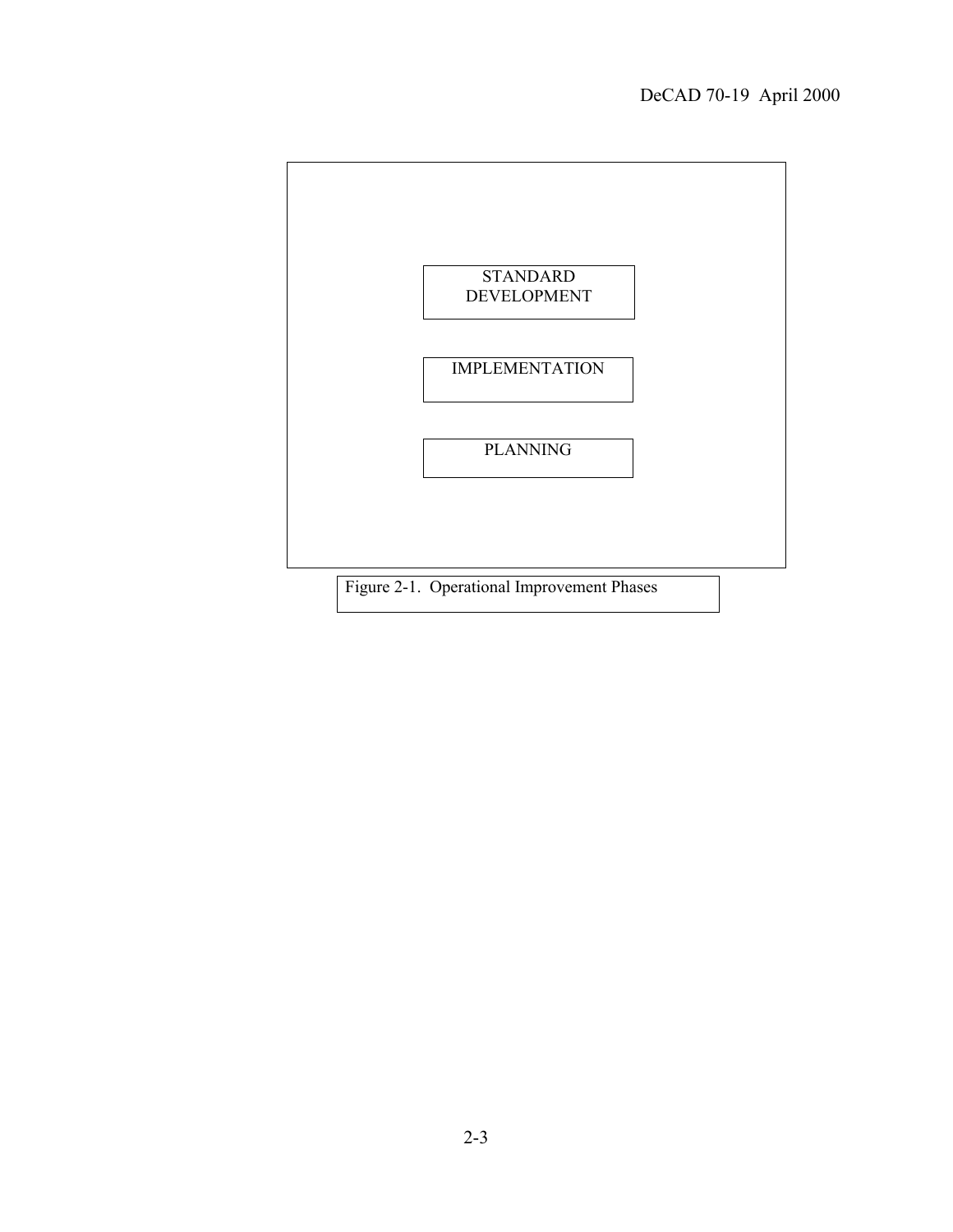STANDARD DEVELOPMENT

IMPLEMENTATION

PLANNING

Figure 2-1. Operational Improvement Phases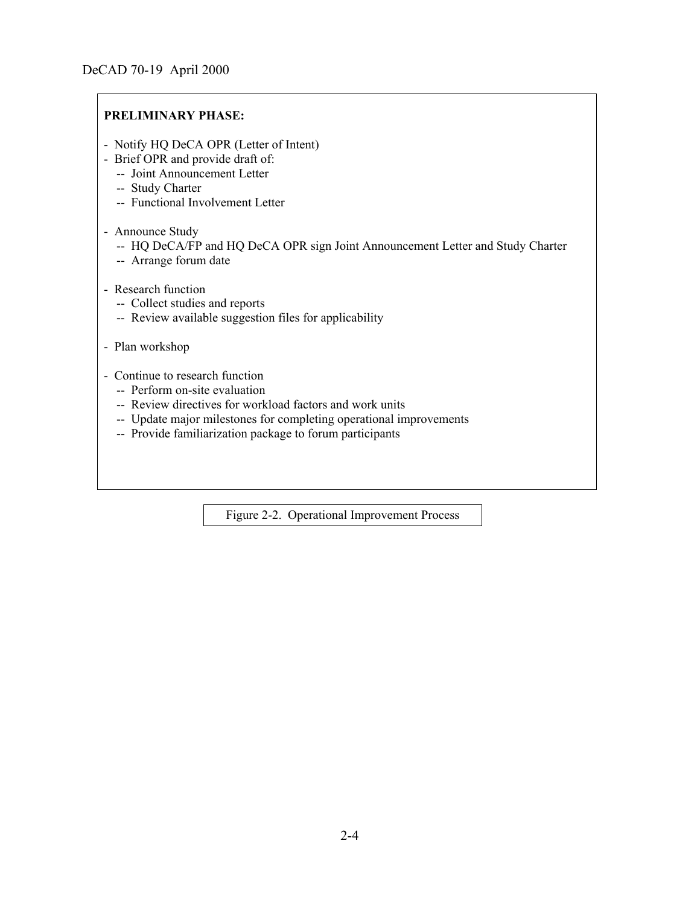**PRELIMINARY PHASE:**

- Notify HQ DeCA OPR (Letter of Intent)
- Brief OPR and provide draft of:
  - -- Joint Announcement Letter
  - -- Study Charter
  - -- Functional Involvement Letter

- Announce Study
  - -- HQ DeCA/FP and HQ DeCA OPR sign Joint Announcement Letter and Study Charter
  - -- Arrange forum date

- Research function
  - -- Collect studies and reports
  - -- Review available suggestion files for applicability

- Plan workshop

- Continue to research function
  - -- Perform on-site evaluation
  - -- Review directives for workload factors and work units
  - -- Update major milestones for completing operational improvements
  - -- Provide familiarization package to forum participants

Figure 2-2. Operational Improvement Process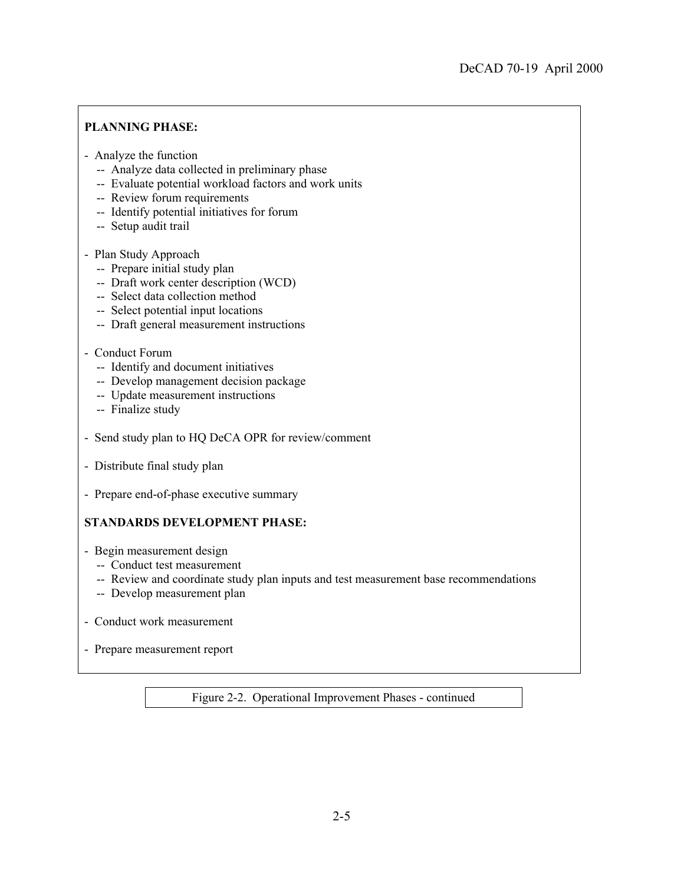**PLANNING PHASE:**

- Analyze the function
  - -- Analyze data collected in preliminary phase
  - -- Evaluate potential workload factors and work units
  - -- Review forum requirements
  - -- Identify potential initiatives for forum
  - -- Setup audit trail

- Plan Study Approach
  - -- Prepare initial study plan
  - -- Draft work center description (WCD)
  - -- Select data collection method
  - -- Select potential input locations
  - -- Draft general measurement instructions

- Conduct Forum
  - -- Identify and document initiatives
  - -- Develop management decision package
  - -- Update measurement instructions
  - -- Finalize study

- Send study plan to HQ DeCA OPR for review/comment

- Distribute final study plan

- Prepare end-of-phase executive summary

**STANDARDS DEVELOPMENT PHASE:**

- Begin measurement design
  - -- Conduct test measurement
  - -- Review and coordinate study plan inputs and test measurement base recommendations
  - -- Develop measurement plan

- Conduct work measurement

- Prepare measurement report

Figure 2-2. Operational Improvement Phases - continued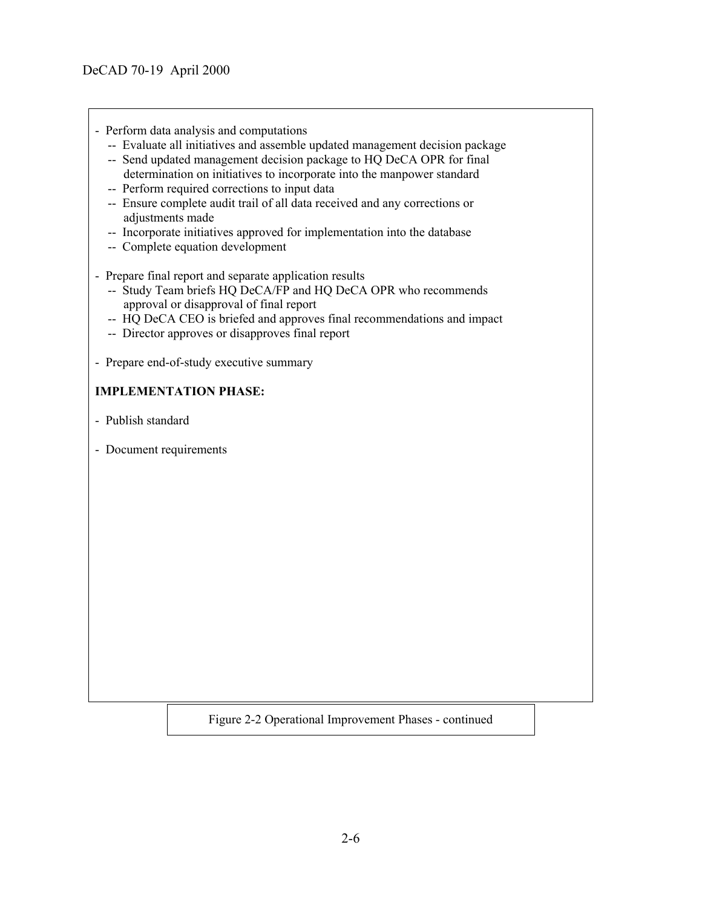- Perform data analysis and computations
    - Evaluate all initiatives and assemble updated management decision package
    - Send updated management decision package to HQ DeCA OPR for final determination on initiatives to incorporate into the manpower standard
    - Perform required corrections to input data
    - Ensure complete audit trail of all data received and any corrections or adjustments made
    - Incorporate initiatives approved for implementation into the database
    - Complete equation development

- Prepare final report and separate application results
    - Study Team briefs HQ DeCA/FP and HQ DeCA OPR who recommends approval or disapproval of final report
    - HQ DeCA CEO is briefed and approves final recommendations and impact
    - Director approves or disapproves final report

- Prepare end-of-study executive summary

**IMPLEMENTATION PHASE:**

- Publish standard

- Document requirements

Figure 2-2 Operational Improvement Phases - continued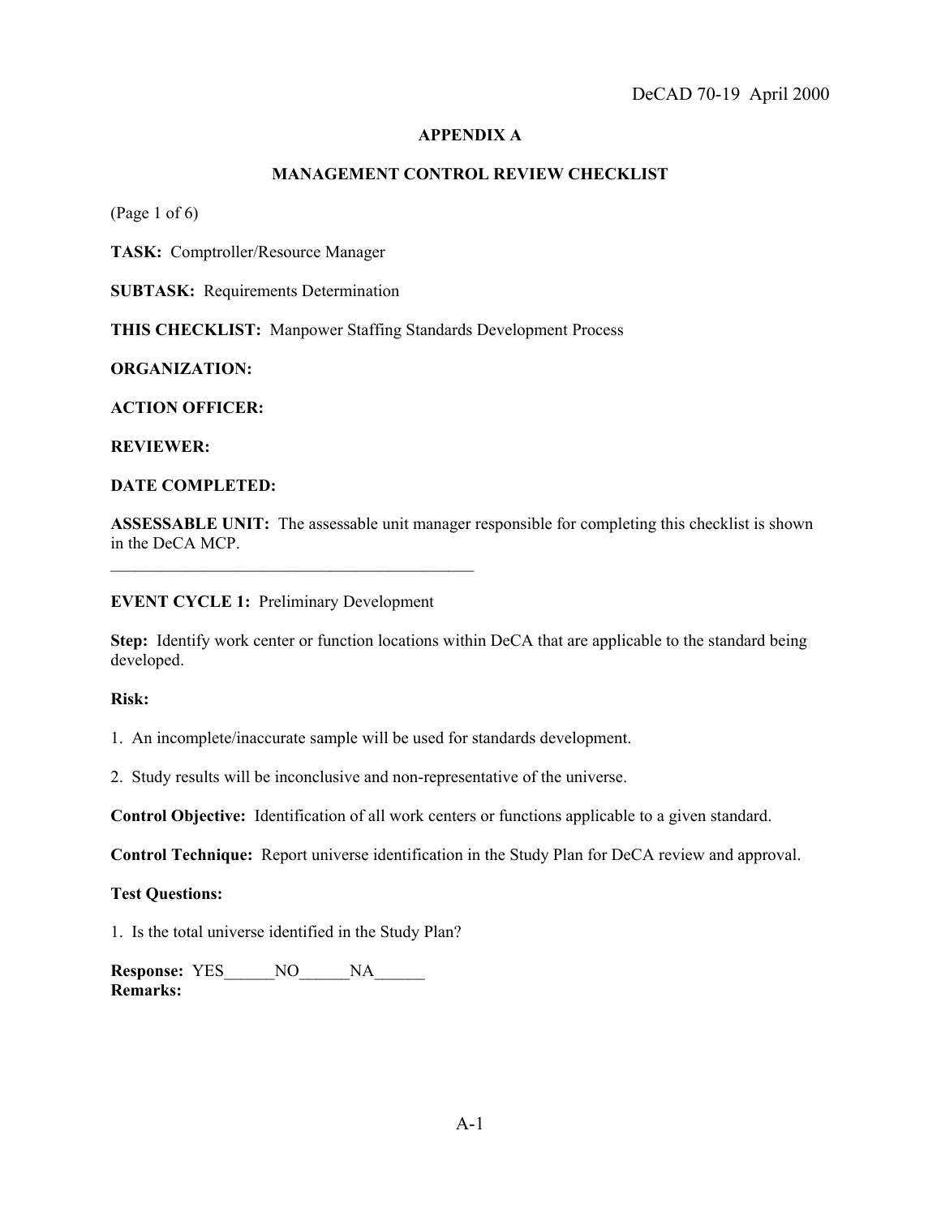## APPENDIX A

## MANAGEMENT CONTROL REVIEW CHECKLIST

(Page 1 of 6)

**TASK:** Comptroller/Resource Manager

**SUBTASK:** Requirements Determination

**THIS CHECKLIST:** Manpower Staffing Standards Development Process

**ORGANIZATION:**

**ACTION OFFICER:**

**REVIEWER:**

**DATE COMPLETED:**

**ASSESSABLE UNIT:** The assessable unit manager responsible for completing this checklist is shown in the DeCA MCP.

___________________________________________

**EVENT CYCLE 1:** Preliminary Development

**Step:** Identify work center or function locations within DeCA that are applicable to the standard being developed.

**Risk:**

1. An incomplete/inaccurate sample will be used for standards development.

2. Study results will be inconclusive and non-representative of the universe.

**Control Objective:** Identification of all work centers or functions applicable to a given standard.

**Control Technique:** Report universe identification in the Study Plan for DeCA review and approval.

**Test Questions:**

1. Is the total universe identified in the Study Plan?

**Response:** YES______NO______NA______
**Remarks:**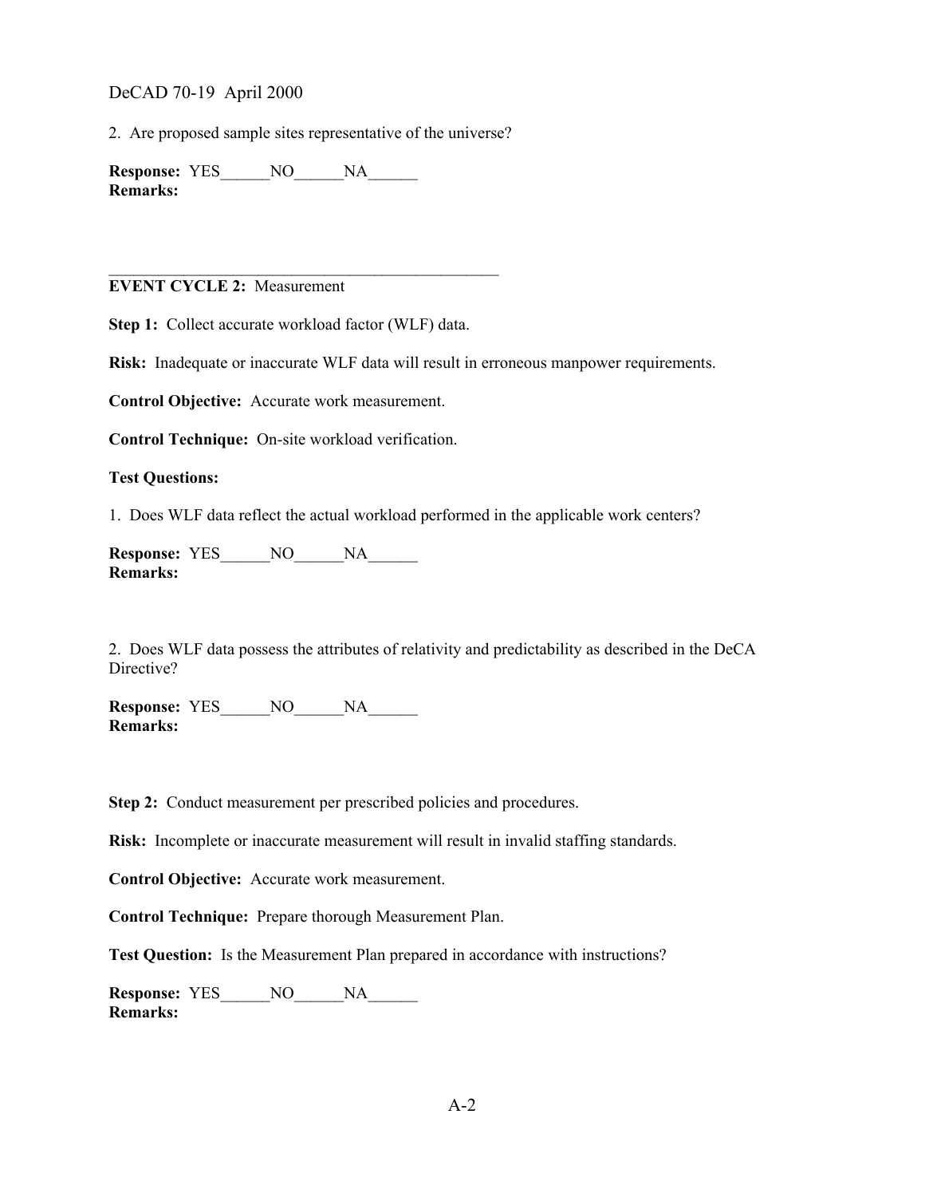2. Are proposed sample sites representative of the universe?

**Response:** YES______NO______NA______
**Remarks:**

---

**EVENT CYCLE 2:** Measurement

**Step 1:** Collect accurate workload factor (WLF) data.

**Risk:** Inadequate or inaccurate WLF data will result in erroneous manpower requirements.

**Control Objective:** Accurate work measurement.

**Control Technique:** On-site workload verification.

**Test Questions:**

1. Does WLF data reflect the actual workload performed in the applicable work centers?

**Response:** YES______NO______NA______
**Remarks:**

2. Does WLF data possess the attributes of relativity and predictability as described in the DeCA Directive?

**Response:** YES______NO______NA______
**Remarks:**

**Step 2:** Conduct measurement per prescribed policies and procedures.

**Risk:** Incomplete or inaccurate measurement will result in invalid staffing standards.

**Control Objective:** Accurate work measurement.

**Control Technique:** Prepare thorough Measurement Plan.

**Test Question:** Is the Measurement Plan prepared in accordance with instructions?

**Response:** YES______NO______NA______
**Remarks:**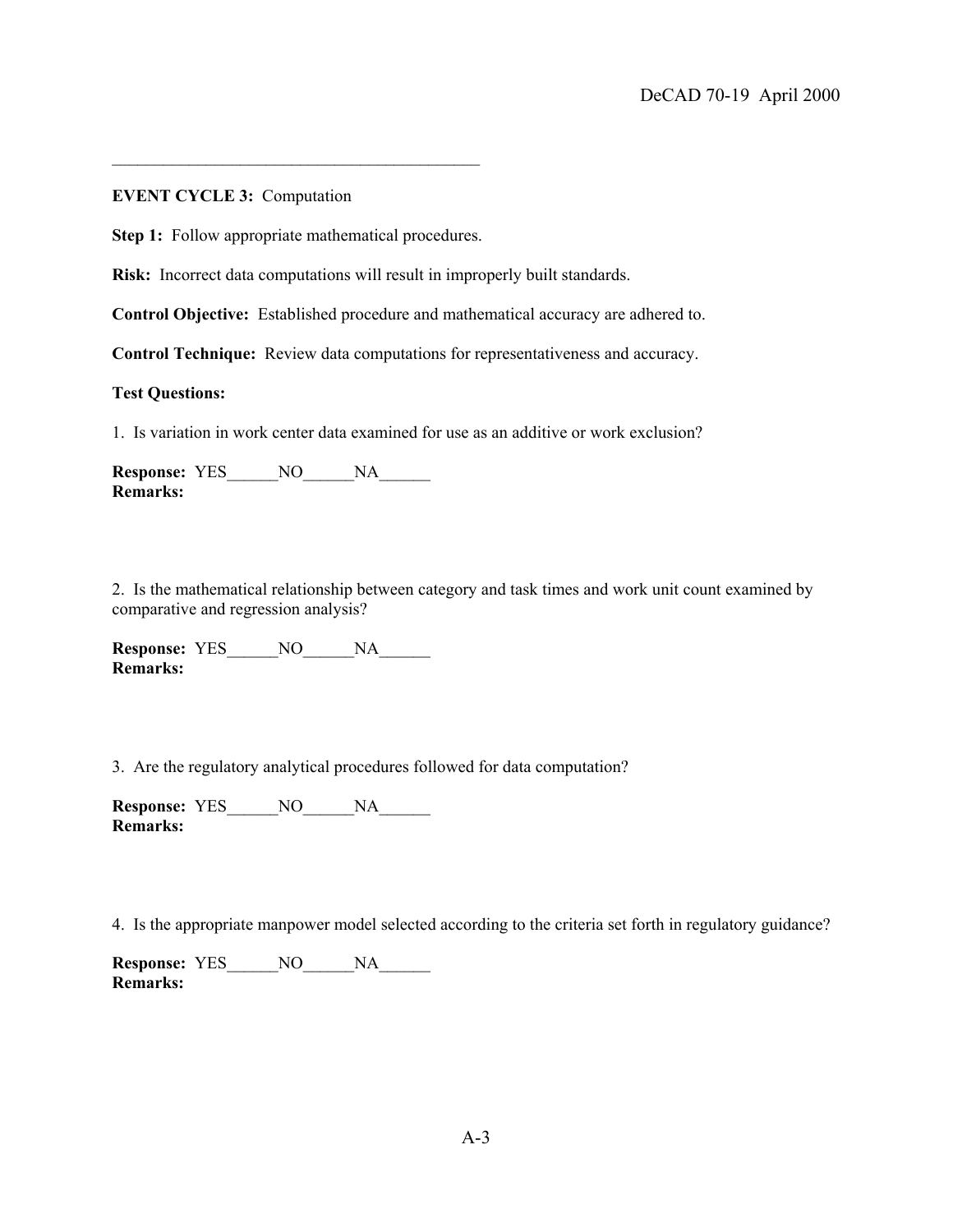---

**EVENT CYCLE 3:** Computation

**Step 1:** Follow appropriate mathematical procedures.

**Risk:** Incorrect data computations will result in improperly built standards.

**Control Objective:** Established procedure and mathematical accuracy are adhered to.

**Control Technique:** Review data computations for representativeness and accuracy.

**Test Questions:**

1. Is variation in work center data examined for use as an additive or work exclusion?

**Response:** YES______NO______NA______
**Remarks:**

2. Is the mathematical relationship between category and task times and work unit count examined by comparative and regression analysis?

**Response:** YES______NO______NA______
**Remarks:**

3. Are the regulatory analytical procedures followed for data computation?

**Response:** YES______NO______NA______
**Remarks:**

4. Is the appropriate manpower model selected according to the criteria set forth in regulatory guidance?

**Response:** YES______NO______NA______
**Remarks:**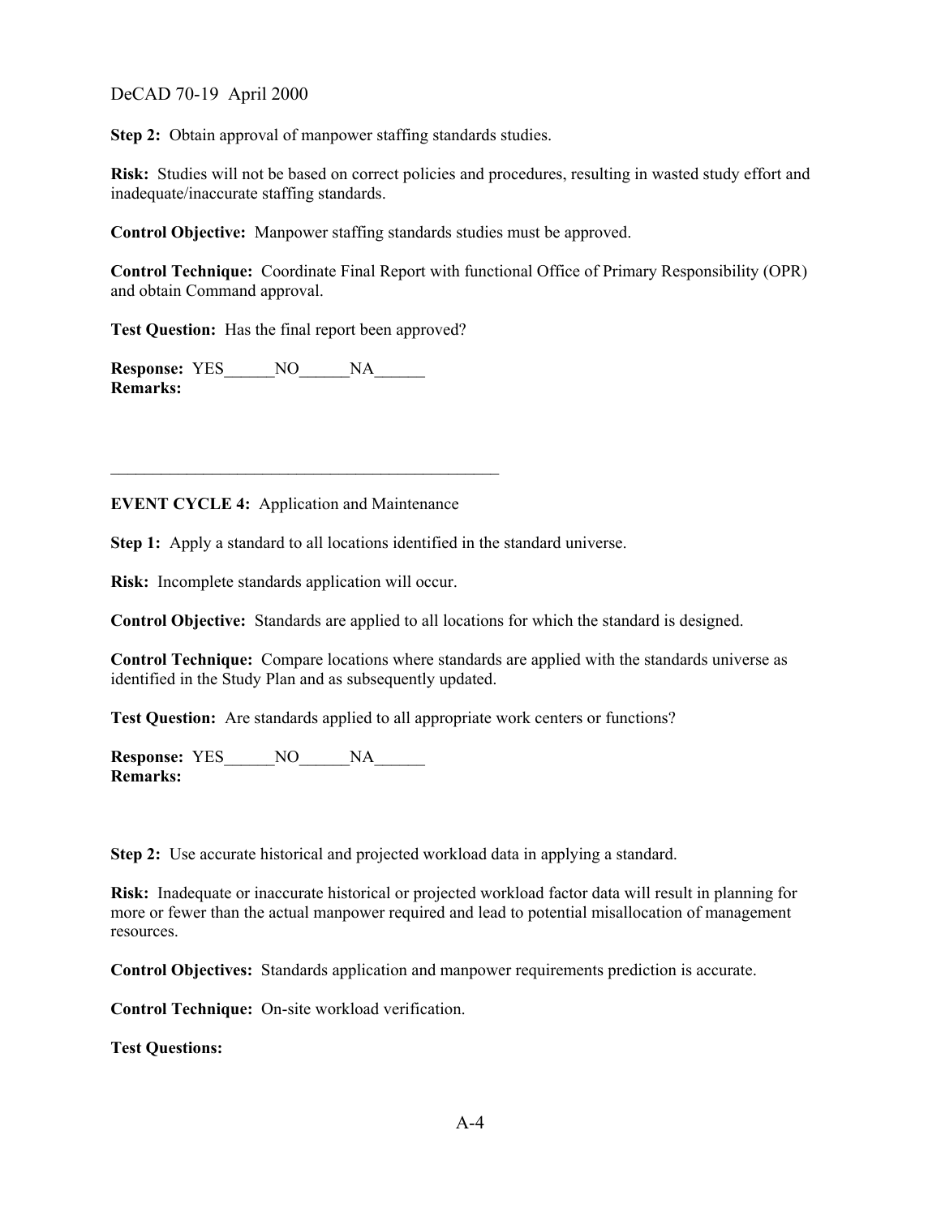**Step 2:** Obtain approval of manpower staffing standards studies.

**Risk:** Studies will not be based on correct policies and procedures, resulting in wasted study effort and inadequate/inaccurate staffing standards.

**Control Objective:** Manpower staffing standards studies must be approved.

**Control Technique:** Coordinate Final Report with functional Office of Primary Responsibility (OPR) and obtain Command approval.

**Test Question:** Has the final report been approved?

**Response:** YES______NO______NA______
**Remarks:**

---

**EVENT CYCLE 4:** Application and Maintenance

**Step 1:** Apply a standard to all locations identified in the standard universe.

**Risk:** Incomplete standards application will occur.

**Control Objective:** Standards are applied to all locations for which the standard is designed.

**Control Technique:** Compare locations where standards are applied with the standards universe as identified in the Study Plan and as subsequently updated.

**Test Question:** Are standards applied to all appropriate work centers or functions?

**Response:** YES______NO______NA______
**Remarks:**

**Step 2:** Use accurate historical and projected workload data in applying a standard.

**Risk:** Inadequate or inaccurate historical or projected workload factor data will result in planning for more or fewer than the actual manpower required and lead to potential misallocation of management resources.

**Control Objectives:** Standards application and manpower requirements prediction is accurate.

**Control Technique:** On-site workload verification.

**Test Questions:**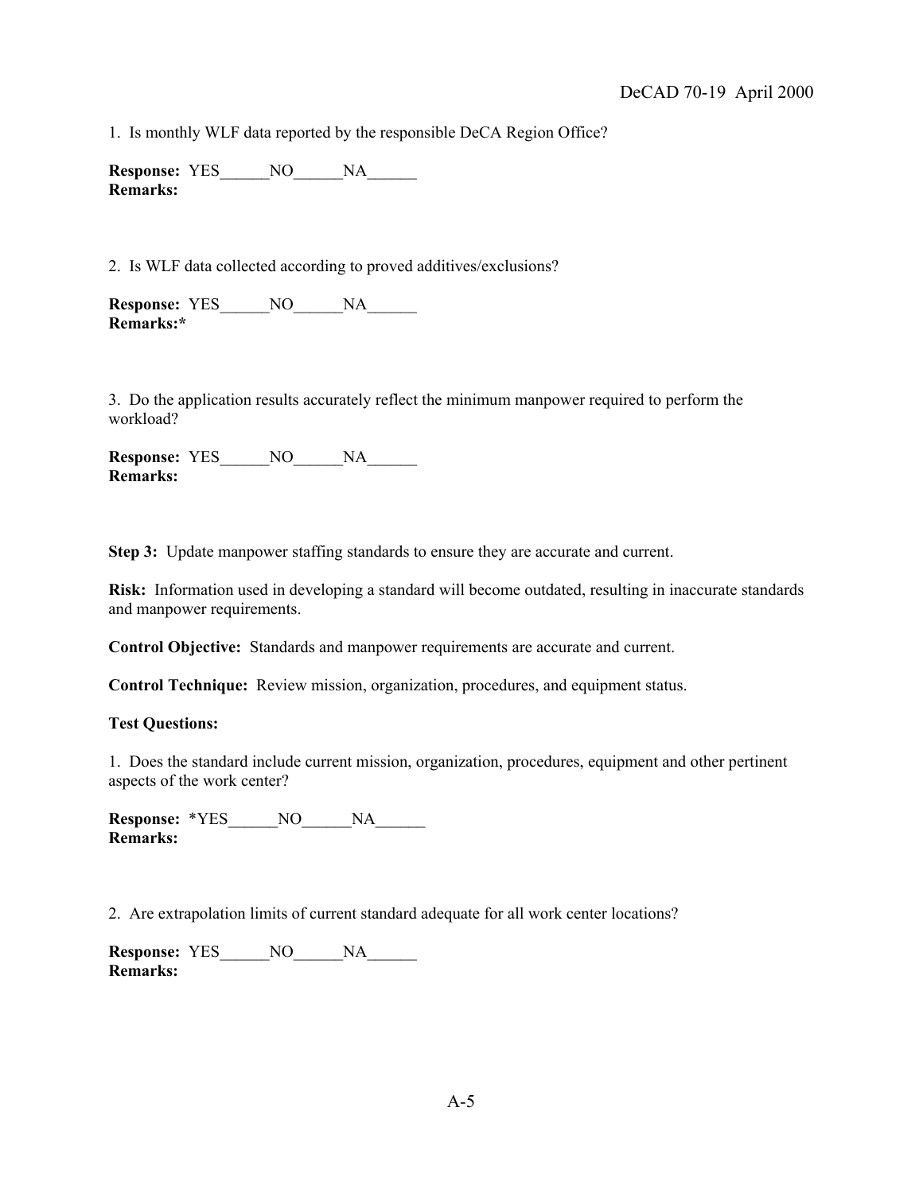1. Is monthly WLF data reported by the responsible DeCA Region Office?

**Response:** YES______NO______NA______
**Remarks:**

2. Is WLF data collected according to proved additives/exclusions?

**Response:** YES______NO______NA______
**Remarks:***

3. Do the application results accurately reflect the minimum manpower required to perform the workload?

**Response:** YES______NO______NA______
**Remarks:**

**Step 3:** Update manpower staffing standards to ensure they are accurate and current.

**Risk:** Information used in developing a standard will become outdated, resulting in inaccurate standards and manpower requirements.

**Control Objective:** Standards and manpower requirements are accurate and current.

**Control Technique:** Review mission, organization, procedures, and equipment status.

**Test Questions:**

1. Does the standard include current mission, organization, procedures, equipment and other pertinent aspects of the work center?

**Response:** *YES______NO______NA______
**Remarks:**

2. Are extrapolation limits of current standard adequate for all work center locations?

**Response:** YES______NO______NA______
**Remarks:**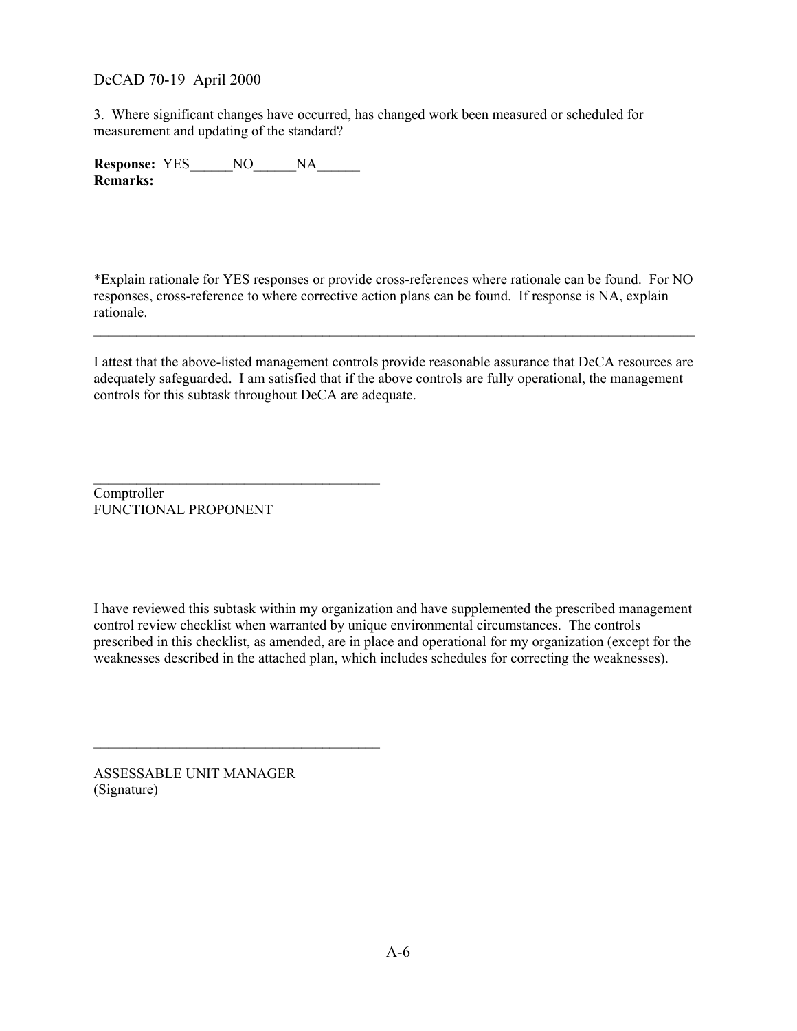3. Where significant changes have occurred, has changed work been measured or scheduled for measurement and updating of the standard?

**Response:** YES______NO______NA______
**Remarks:**

*Explain rationale for YES responses or provide cross-references where rationale can be found. For NO responses, cross-reference to where corrective action plans can be found. If response is NA, explain rationale.

---

I attest that the above-listed management controls provide reasonable assurance that DeCA resources are adequately safeguarded. I am satisfied that if the above controls are fully operational, the management controls for this subtask throughout DeCA are adequate.

_________________________________________
Comptroller
FUNCTIONAL PROPONENT

I have reviewed this subtask within my organization and have supplemented the prescribed management control review checklist when warranted by unique environmental circumstances. The controls prescribed in this checklist, as amended, are in place and operational for my organization (except for the weaknesses described in the attached plan, which includes schedules for correcting the weaknesses).

_________________________________________
ASSESSABLE UNIT MANAGER
(Signature)